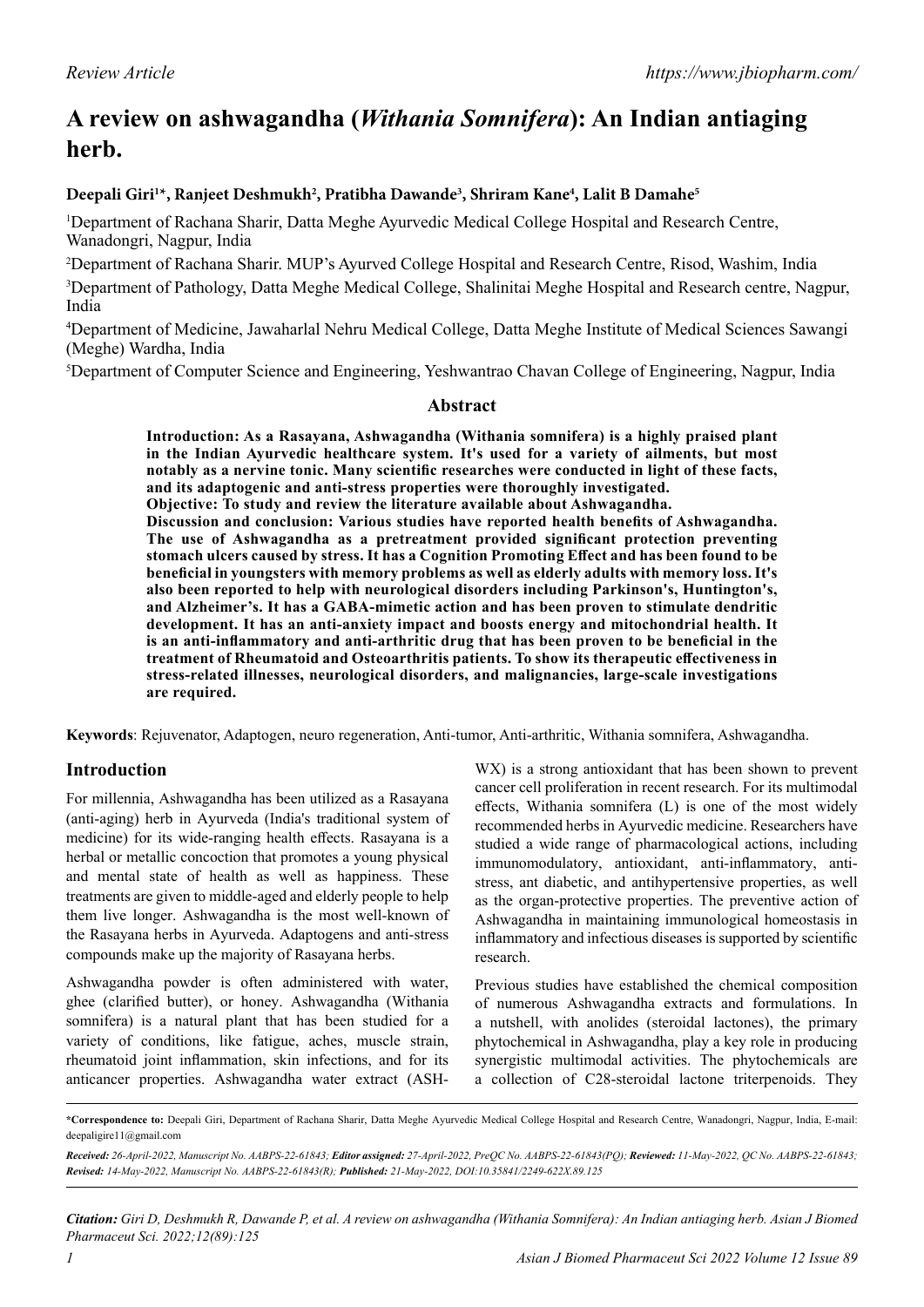*Review Article*

# A review on ashwagandha (*Withania Somnifera*): An Indian antiaging herb.

**Deepali Giri[1]*, Ranjeet Deshmukh[2], Pratibha Dawande[3], Shriram Kane[4], Lalit B Damahe[5]**

[1]Department of Rachana Sharir, Datta Meghe Ayurvedic Medical College Hospital and Research Centre, Wanadongri, Nagpur, India

[2]Department of Rachana Sharir. MUP's Ayurved College Hospital and Research Centre, Risod, Washim, India

[3]Department of Pathology, Datta Meghe Medical College, Shalinitai Meghe Hospital and Research centre, Nagpur, India

[4]Department of Medicine, Jawaharlal Nehru Medical College, Datta Meghe Institute of Medical Sciences Sawangi (Meghe) Wardha, India

[5]Department of Computer Science and Engineering, Yeshwantrao Chavan College of Engineering, Nagpur, India

## Abstract

**Introduction: As a Rasayana, Ashwagandha (Withania somnifera) is a highly praised plant in the Indian Ayurvedic healthcare system. It's used for a variety of ailments, but most notably as a nervine tonic. Many scientific researches were conducted in light of these facts, and its adaptogenic and anti-stress properties were thoroughly investigated.**

**Objective: To study and review the literature available about Ashwagandha.**

**Discussion and conclusion: Various studies have reported health benefits of Ashwagandha. The use of Ashwagandha as a pretreatment provided significant protection preventing stomach ulcers caused by stress. It has a Cognition Promoting Effect and has been found to be beneficial in youngsters with memory problems as well as elderly adults with memory loss. It's also been reported to help with neurological disorders including Parkinson's, Huntington's, and Alzheimer's. It has a GABA-mimetic action and has been proven to stimulate dendritic development. It has an anti-anxiety impact and boosts energy and mitochondrial health. It is an anti-inflammatory and anti-arthritic drug that has been proven to be beneficial in the treatment of Rheumatoid and Osteoarthritis patients. To show its therapeutic effectiveness in stress-related illnesses, neurological disorders, and malignancies, large-scale investigations are required.**

**Keywords**: Rejuvenator, Adaptogen, neuro regeneration, Anti-tumor, Anti-arthritic, Withania somnifera, Ashwagandha.

## Introduction

For millennia, Ashwagandha has been utilized as a Rasayana (anti-aging) herb in Ayurveda (India's traditional system of medicine) for its wide-ranging health effects. Rasayana is a herbal or metallic concoction that promotes a young physical and mental state of health as well as happiness. These treatments are given to middle-aged and elderly people to help them live longer. Ashwagandha is the most well-known of the Rasayana herbs in Ayurveda. Adaptogens and anti-stress compounds make up the majority of Rasayana herbs.

Ashwagandha powder is often administered with water, ghee (clarified butter), or honey. Ashwagandha (Withania somnifera) is a natural plant that has been studied for a variety of conditions, like fatigue, aches, muscle strain, rheumatoid joint inflammation, skin infections, and for its anticancer properties. Ashwagandha water extract (ASH-WX) is a strong antioxidant that has been shown to prevent cancer cell proliferation in recent research. For its multimodal effects, Withania somnifera (L) is one of the most widely recommended herbs in Ayurvedic medicine. Researchers have studied a wide range of pharmacological actions, including immunomodulatory, antioxidant, anti-inflammatory, anti-stress, ant diabetic, and antihypertensive properties, as well as the organ-protective properties. The preventive action of Ashwagandha in maintaining immunological homeostasis in inflammatory and infectious diseases is supported by scientific research.

Previous studies have established the chemical composition of numerous Ashwagandha extracts and formulations. In a nutshell, with anolides (steroidal lactones), the primary phytochemical in Ashwagandha, play a key role in producing synergistic multimodal activities. The phytochemicals are a collection of C28-steroidal lactone triterpenoids. They

**\*Correspondence to:** Deepali Giri, Department of Rachana Sharir, Datta Meghe Ayurvedic Medical College Hospital and Research Centre, Wanadongri, Nagpur, India, E-mail: deepaligire11@gmail.com

***Received:*** *26-April-2022, Manuscript No. AABPS-22-61843;* ***Editor assigned:*** *27-April-2022, PreQC No. AABPS-22-61843(PQ);* ***Reviewed:*** *11-May-2022, QC No. AABPS-22-61843;* ***Revised:*** *14-May-2022, Manuscript No. AABPS-22-61843(R);* ***Published:*** *21-May-2022, DOI:10.35841/2249-622X.89.125*

***Citation:*** *Giri D, Deshmukh R, Dawande P, et al. A review on ashwagandha (Withania Somnifera): An Indian antiaging herb. Asian J Biomed Pharmaceut Sci. 2022;12(89):125*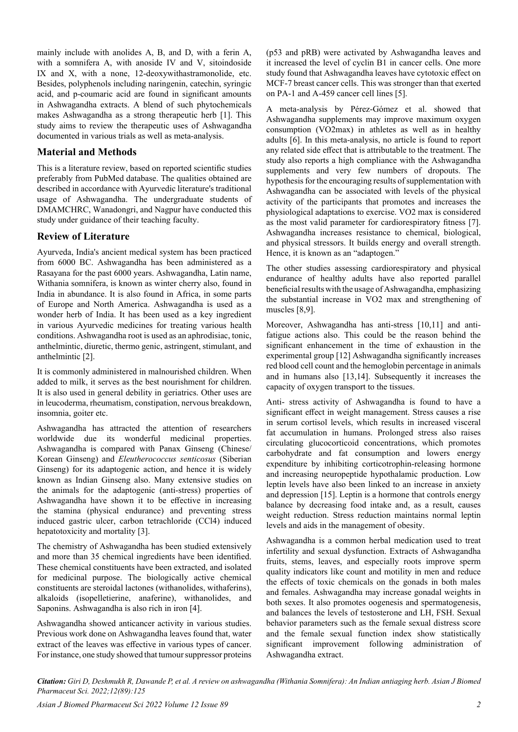mainly include with anolides A, B, and D, with a ferin A, with a somnifera A, with anoside IV and V, sitoindoside IX and X, with a none, 12-deoxywithastramonolide, etc. Besides, polyphenols including naringenin, catechin, syringic acid, and p-coumaric acid are found in significant amounts in Ashwagandha extracts. A blend of such phytochemicals makes Ashwagandha as a strong therapeutic herb [1]. This study aims to review the therapeutic uses of Ashwagandha documented in various trials as well as meta-analysis.

## Material and Methods

This is a literature review, based on reported scientific studies preferably from PubMed database. The qualities obtained are described in accordance with Ayurvedic literature's traditional usage of Ashwagandha. The undergraduate students of DMAMCHRC, Wanadongri, and Nagpur have conducted this study under guidance of their teaching faculty.

## Review of Literature

Ayurveda, India's ancient medical system has been practiced from 6000 BC. Ashwagandha has been administered as a Rasayana for the past 6000 years. Ashwagandha, Latin name, Withania somnifera, is known as winter cherry also, found in India in abundance. It is also found in Africa, in some parts of Europe and North America. Ashwagandha is used as a wonder herb of India. It has been used as a key ingredient in various Ayurvedic medicines for treating various health conditions. Ashwagandha root is used as an aphrodisiac, tonic, anthelmintic, diuretic, thermo genic, astringent, stimulant, and anthelmintic [2].

It is commonly administered in malnourished children. When added to milk, it serves as the best nourishment for children. It is also used in general debility in geriatrics. Other uses are in leucoderma, rheumatism, constipation, nervous breakdown, insomnia, goiter etc.

Ashwagandha has attracted the attention of researchers worldwide due its wonderful medicinal properties. Ashwagandha is compared with Panax Ginseng (Chinese/ Korean Ginseng) and *Eleutherococcus senticosus* (Siberian Ginseng) for its adaptogenic action, and hence it is widely known as Indian Ginseng also. Many extensive studies on the animals for the adaptogenic (anti-stress) properties of Ashwagandha have shown it to be effective in increasing the stamina (physical endurance) and preventing stress induced gastric ulcer, carbon tetrachloride ($CCl_4$) induced hepatotoxicity and mortality [3].

The chemistry of Ashwagandha has been studied extensively and more than 35 chemical ingredients have been identified. These chemical constituents have been extracted, and isolated for medicinal purpose. The biologically active chemical constituents are steroidal lactones (withanolides, withaferins), alkaloids (isopelletierine, anaferine), withanolides, and Saponins. Ashwagandha is also rich in iron [4].

Ashwagandha showed anticancer activity in various studies. Previous work done on Ashwagandha leaves found that, water extract of the leaves was effective in various types of cancer. For instance, one study showed that tumour suppressor proteins (p53 and pRB) were activated by Ashwagandha leaves and it increased the level of cyclin B1 in cancer cells. One more study found that Ashwagandha leaves have cytotoxic effect on MCF-7 breast cancer cells. This was stronger than that exerted on PA-1 and A-459 cancer cell lines [5].

A meta-analysis by Pérez-Gómez et al. showed that Ashwagandha supplements may improve maximum oxygen consumption (VO2max) in athletes as well as in healthy adults [6]. In this meta-analysis, no article is found to report any related side effect that is attributable to the treatment. The study also reports a high compliance with the Ashwagandha supplements and very few numbers of dropouts. The hypothesis for the encouraging results of supplementation with Ashwagandha can be associated with levels of the physical activity of the participants that promotes and increases the physiological adaptations to exercise. VO2 max is considered as the most valid parameter for cardiorespiratory fitness [7]. Ashwagandha increases resistance to chemical, biological, and physical stressors. It builds energy and overall strength. Hence, it is known as an "adaptogen."

The other studies assessing cardiorespiratory and physical endurance of healthy adults have also reported parallel beneficial results with the usage of Ashwagandha, emphasizing the substantial increase in VO2 max and strengthening of muscles [8,9].

Moreover, Ashwagandha has anti-stress [10,11] and anti-fatigue actions also. This could be the reason behind the significant enhancement in the time of exhaustion in the experimental group [12] Ashwagandha significantly increases red blood cell count and the hemoglobin percentage in animals and in humans also [13,14]. Subsequently it increases the capacity of oxygen transport to the tissues.

Anti- stress activity of Ashwagandha is found to have a significant effect in weight management. Stress causes a rise in serum cortisol levels, which results in increased visceral fat accumulation in humans. Prolonged stress also raises circulating glucocorticoid concentrations, which promotes carbohydrate and fat consumption and lowers energy expenditure by inhibiting corticotrophin-releasing hormone and increasing neuropeptide hypothalamic production. Low leptin levels have also been linked to an increase in anxiety and depression [15]. Leptin is a hormone that controls energy balance by decreasing food intake and, as a result, causes weight reduction. Stress reduction maintains normal leptin levels and aids in the management of obesity.

Ashwagandha is a common herbal medication used to treat infertility and sexual dysfunction. Extracts of Ashwagandha fruits, stems, leaves, and especially roots improve sperm quality indicators like count and motility in men and reduce the effects of toxic chemicals on the gonads in both males and females. Ashwagandha may increase gonadal weights in both sexes. It also promotes oogenesis and spermatogenesis, and balances the levels of testosterone and LH, FSH. Sexual behavior parameters such as the female sexual distress score and the female sexual function index show statistically significant improvement following administration of Ashwagandha extract.

***Citation:*** *Giri D, Deshmukh R, Dawande P, et al. A review on ashwagandha (Withania Somnifera): An Indian antiaging herb. Asian J Biomed Pharmaceut Sci. 2022;12(89):125*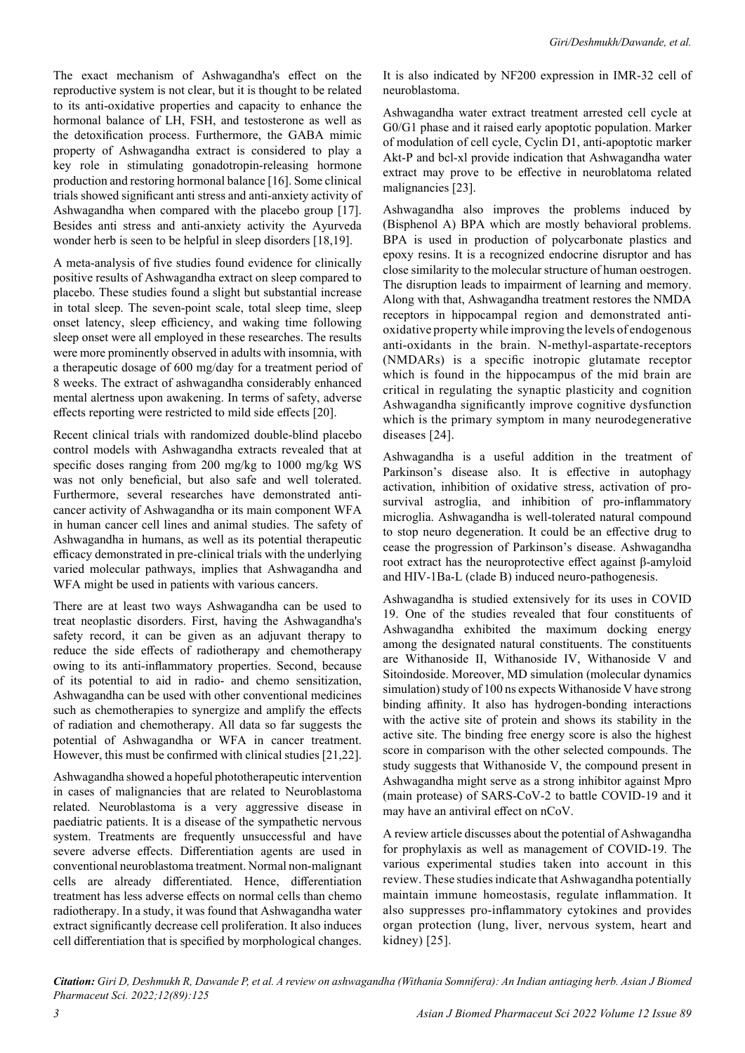The exact mechanism of Ashwagandha's effect on the reproductive system is not clear, but it is thought to be related to its anti-oxidative properties and capacity to enhance the hormonal balance of LH, FSH, and testosterone as well as the detoxification process. Furthermore, the GABA mimic property of Ashwagandha extract is considered to play a key role in stimulating gonadotropin-releasing hormone production and restoring hormonal balance [16]. Some clinical trials showed significant anti stress and anti-anxiety activity of Ashwagandha when compared with the placebo group [17]. Besides anti stress and anti-anxiety activity the Ayurveda wonder herb is seen to be helpful in sleep disorders [18,19].

A meta-analysis of five studies found evidence for clinically positive results of Ashwagandha extract on sleep compared to placebo. These studies found a slight but substantial increase in total sleep. The seven-point scale, total sleep time, sleep onset latency, sleep efficiency, and waking time following sleep onset were all employed in these researches. The results were more prominently observed in adults with insomnia, with a therapeutic dosage of 600 mg/day for a treatment period of 8 weeks. The extract of ashwagandha considerably enhanced mental alertness upon awakening. In terms of safety, adverse effects reporting were restricted to mild side effects [20].

Recent clinical trials with randomized double-blind placebo control models with Ashwagandha extracts revealed that at specific doses ranging from 200 mg/kg to 1000 mg/kg WS was not only beneficial, but also safe and well tolerated. Furthermore, several researches have demonstrated anti-cancer activity of Ashwagandha or its main component WFA in human cancer cell lines and animal studies. The safety of Ashwagandha in humans, as well as its potential therapeutic efficacy demonstrated in pre-clinical trials with the underlying varied molecular pathways, implies that Ashwagandha and WFA might be used in patients with various cancers.

There are at least two ways Ashwagandha can be used to treat neoplastic disorders. First, having the Ashwagandha's safety record, it can be given as an adjuvant therapy to reduce the side effects of radiotherapy and chemotherapy owing to its anti-inflammatory properties. Second, because of its potential to aid in radio- and chemo sensitization, Ashwagandha can be used with other conventional medicines such as chemotherapies to synergize and amplify the effects of radiation and chemotherapy. All data so far suggests the potential of Ashwagandha or WFA in cancer treatment. However, this must be confirmed with clinical studies [21,22].

Ashwagandha showed a hopeful phototherapeutic intervention in cases of malignancies that are related to Neuroblastoma related. Neuroblastoma is a very aggressive disease in paediatric patients. It is a disease of the sympathetic nervous system. Treatments are frequently unsuccessful and have severe adverse effects. Differentiation agents are used in conventional neuroblastoma treatment. Normal non-malignant cells are already differentiated. Hence, differentiation treatment has less adverse effects on normal cells than chemo radiotherapy. In a study, it was found that Ashwagandha water extract significantly decrease cell proliferation. It also induces cell differentiation that is specified by morphological changes. It is also indicated by NF200 expression in IMR-32 cell of neuroblastoma.

Ashwagandha water extract treatment arrested cell cycle at G0/G1 phase and it raised early apoptotic population. Marker of modulation of cell cycle, Cyclin D1, anti-apoptotic marker Akt-P and bcl-xl provide indication that Ashwagandha water extract may prove to be effective in neuroblatoma related malignancies [23].

Ashwagandha also improves the problems induced by (Bisphenol A) BPA which are mostly behavioral problems. BPA is used in production of polycarbonate plastics and epoxy resins. It is a recognized endocrine disruptor and has close similarity to the molecular structure of human oestrogen. The disruption leads to impairment of learning and memory. Along with that, Ashwagandha treatment restores the NMDA receptors in hippocampal region and demonstrated anti-oxidative property while improving the levels of endogenous anti-oxidants in the brain. N-methyl-aspartate-receptors (NMDARs) is a specific inotropic glutamate receptor which is found in the hippocampus of the mid brain are critical in regulating the synaptic plasticity and cognition Ashwagandha significantly improve cognitive dysfunction which is the primary symptom in many neurodegenerative diseases [24].

Ashwagandha is a useful addition in the treatment of Parkinson's disease also. It is effective in autophagy activation, inhibition of oxidative stress, activation of pro-survival astroglia, and inhibition of pro-inflammatory microglia. Ashwagandha is well-tolerated natural compound to stop neuro degeneration. It could be an effective drug to cease the progression of Parkinson's disease. Ashwagandha root extract has the neuroprotective effect against β-amyloid and HIV-1Ba-L (clade B) induced neuro-pathogenesis.

Ashwagandha is studied extensively for its uses in COVID 19. One of the studies revealed that four constituents of Ashwagandha exhibited the maximum docking energy among the designated natural constituents. The constituents are Withanoside II, Withanoside IV, Withanoside V and Sitoindoside. Moreover, MD simulation (molecular dynamics simulation) study of 100 ns expects Withanoside V have strong binding affinity. It also has hydrogen-bonding interactions with the active site of protein and shows its stability in the active site. The binding free energy score is also the highest score in comparison with the other selected compounds. The study suggests that Withanoside V, the compound present in Ashwagandha might serve as a strong inhibitor against Mpro (main protease) of SARS-CoV-2 to battle COVID-19 and it may have an antiviral effect on nCoV.

A review article discusses about the potential of Ashwagandha for prophylaxis as well as management of COVID-19. The various experimental studies taken into account in this review. These studies indicate that Ashwagandha potentially maintain immune homeostasis, regulate inflammation. It also suppresses pro-inflammatory cytokines and provides organ protection (lung, liver, nervous system, heart and kidney) [25].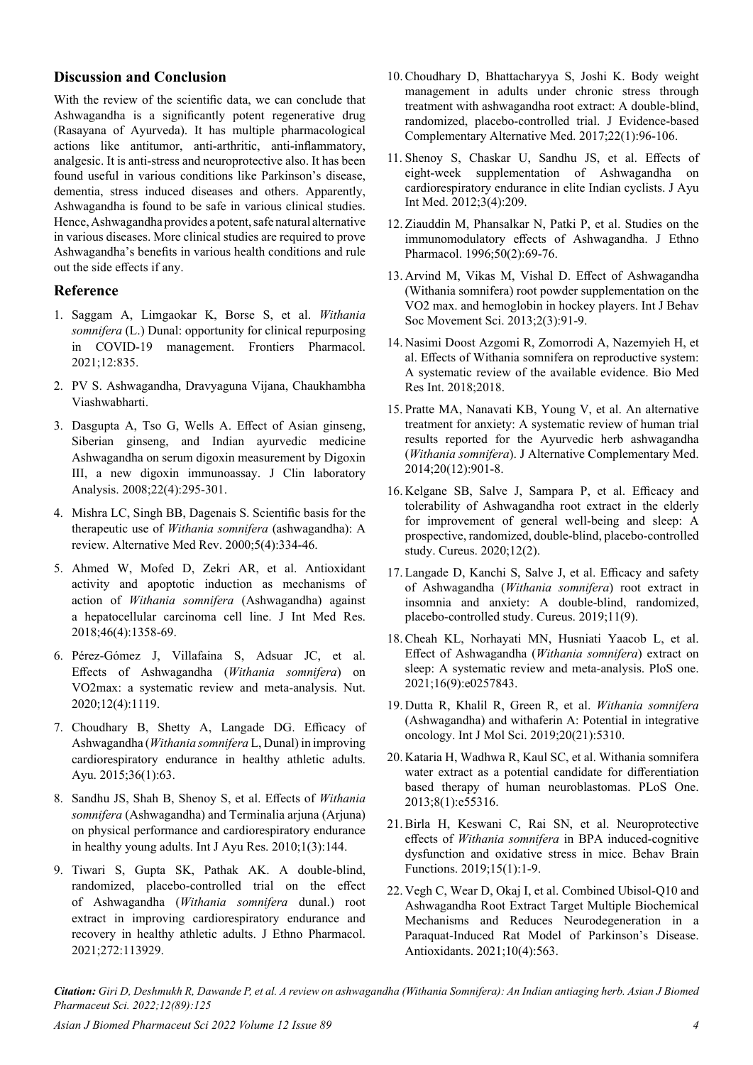## Discussion and Conclusion

With the review of the scientific data, we can conclude that Ashwagandha is a significantly potent regenerative drug (Rasayana of Ayurveda). It has multiple pharmacological actions like antitumor, anti-arthritic, anti-inflammatory, analgesic. It is anti-stress and neuroprotective also. It has been found useful in various conditions like Parkinson's disease, dementia, stress induced diseases and others. Apparently, Ashwagandha is found to be safe in various clinical studies. Hence, Ashwagandha provides a potent, safe natural alternative in various diseases. More clinical studies are required to prove Ashwagandha's benefits in various health conditions and rule out the side effects if any.

## Reference

1. Saggam A, Limgaokar K, Borse S, et al. *Withania somnifera* (L.) Dunal: opportunity for clinical repurposing in COVID-19 management. Frontiers Pharmacol. 2021;12:835.
2. PV S. Ashwagandha, Dravyaguna Vijana, Chaukhambha Viashwabharti.
3. Dasgupta A, Tso G, Wells A. Effect of Asian ginseng, Siberian ginseng, and Indian ayurvedic medicine Ashwagandha on serum digoxin measurement by Digoxin III, a new digoxin immunoassay. J Clin laboratory Analysis. 2008;22(4):295-301.
4. Mishra LC, Singh BB, Dagenais S. Scientific basis for the therapeutic use of *Withania somnifera* (ashwagandha): A review. Alternative Med Rev. 2000;5(4):334-46.
5. Ahmed W, Mofed D, Zekri AR, et al. Antioxidant activity and apoptotic induction as mechanisms of action of *Withania somnifera* (Ashwagandha) against a hepatocellular carcinoma cell line. J Int Med Res. 2018;46(4):1358-69.
6. Pérez-Gómez J, Villafaina S, Adsuar JC, et al. Effects of Ashwagandha (*Withania somnifera*) on VO2max: a systematic review and meta-analysis. Nut. 2020;12(4):1119.
7. Choudhary B, Shetty A, Langade DG. Efficacy of Ashwagandha (*Withania somnifera* L, Dunal) in improving cardiorespiratory endurance in healthy athletic adults. Ayu. 2015;36(1):63.
8. Sandhu JS, Shah B, Shenoy S, et al. Effects of *Withania somnifera* (Ashwagandha) and Terminalia arjuna (Arjuna) on physical performance and cardiorespiratory endurance in healthy young adults. Int J Ayu Res. 2010;1(3):144.
9. Tiwari S, Gupta SK, Pathak AK. A double-blind, randomized, placebo-controlled trial on the effect of Ashwagandha (*Withania somnifera* dunal.) root extract in improving cardiorespiratory endurance and recovery in healthy athletic adults. J Ethno Pharmacol. 2021;272:113929.
10. Choudhary D, Bhattacharyya S, Joshi K. Body weight management in adults under chronic stress through treatment with ashwagandha root extract: A double-blind, randomized, placebo-controlled trial. J Evidence-based Complementary Alternative Med. 2017;22(1):96-106.
11. Shenoy S, Chaskar U, Sandhu JS, et al. Effects of eight-week supplementation of Ashwagandha on cardiorespiratory endurance in elite Indian cyclists. J Ayu Int Med. 2012;3(4):209.
12. Ziauddin M, Phansalkar N, Patki P, et al. Studies on the immunomodulatory effects of Ashwagandha. J Ethno Pharmacol. 1996;50(2):69-76.
13. Arvind M, Vikas M, Vishal D. Effect of Ashwagandha (Withania somnifera) root powder supplementation on the VO2 max. and hemoglobin in hockey players. Int J Behav Soc Movement Sci. 2013;2(3):91-9.
14. Nasimi Doost Azgomi R, Zomorrodi A, Nazemyieh H, et al. Effects of Withania somnifera on reproductive system: A systematic review of the available evidence. Bio Med Res Int. 2018;2018.
15. Pratte MA, Nanavati KB, Young V, et al. An alternative treatment for anxiety: A systematic review of human trial results reported for the Ayurvedic herb ashwagandha (*Withania somnifera*). J Alternative Complementary Med. 2014;20(12):901-8.
16. Kelgane SB, Salve J, Sampara P, et al. Efficacy and tolerability of Ashwagandha root extract in the elderly for improvement of general well-being and sleep: A prospective, randomized, double-blind, placebo-controlled study. Cureus. 2020;12(2).
17. Langade D, Kanchi S, Salve J, et al. Efficacy and safety of Ashwagandha (*Withania somnifera*) root extract in insomnia and anxiety: A double-blind, randomized, placebo-controlled study. Cureus. 2019;11(9).
18. Cheah KL, Norhayati MN, Husniati Yaacob L, et al. Effect of Ashwagandha (*Withania somnifera*) extract on sleep: A systematic review and meta-analysis. PloS one. 2021;16(9):e0257843.
19. Dutta R, Khalil R, Green R, et al. *Withania somnifera* (Ashwagandha) and withaferin A: Potential in integrative oncology. Int J Mol Sci. 2019;20(21):5310.
20. Kataria H, Wadhwa R, Kaul SC, et al. Withania somnifera water extract as a potential candidate for differentiation based therapy of human neuroblastomas. PLoS One. 2013;8(1):e55316.
21. Birla H, Keswani C, Rai SN, et al. Neuroprotective effects of *Withania somnifera* in BPA induced-cognitive dysfunction and oxidative stress in mice. Behav Brain Functions. 2019;15(1):1-9.
22. Vegh C, Wear D, Okaj I, et al. Combined Ubisol-Q10 and Ashwagandha Root Extract Target Multiple Biochemical Mechanisms and Reduces Neurodegeneration in a Paraquat-Induced Rat Model of Parkinson's Disease. Antioxidants. 2021;10(4):563.

***Citation:*** *Giri D, Deshmukh R, Dawande P, et al. A review on ashwagandha (Withania Somnifera): An Indian antiaging herb. Asian J Biomed Pharmaceut Sci. 2022;12(89):125*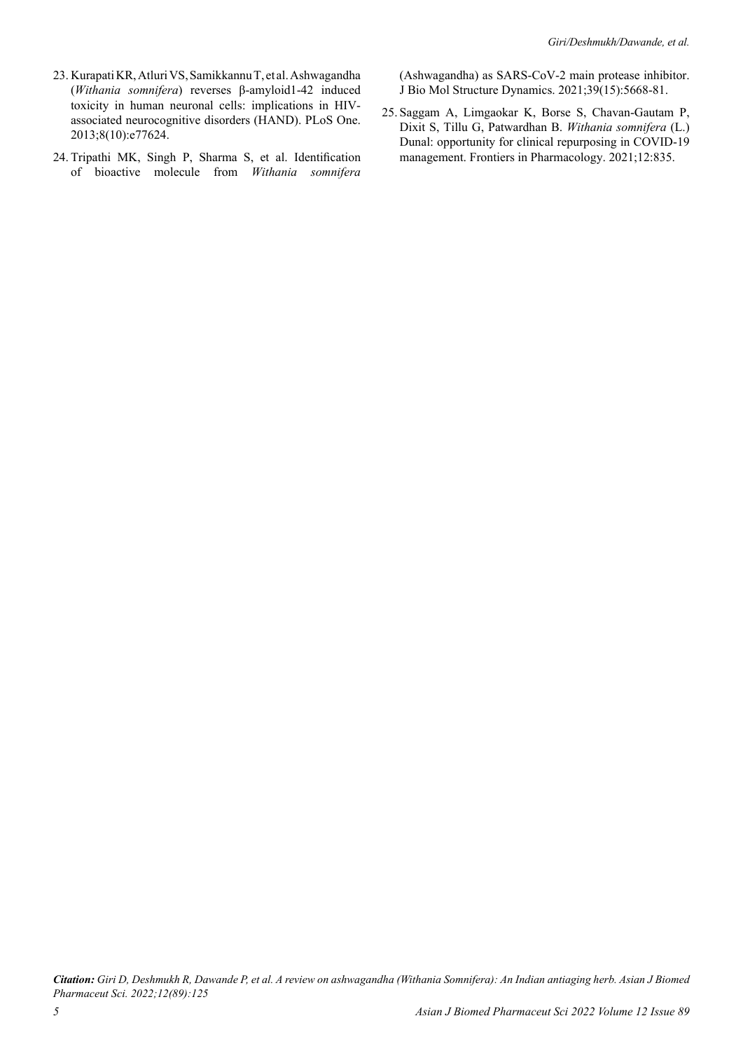23. Kurapati KR, Atluri VS, Samikkannu T, et al. Ashwagandha (*Withania somnifera*) reverses β-amyloid1-42 induced toxicity in human neuronal cells: implications in HIV-associated neurocognitive disorders (HAND). PLoS One. 2013;8(10):e77624.

24. Tripathi MK, Singh P, Sharma S, et al. Identification of bioactive molecule from *Withania somnifera* (Ashwagandha) as SARS-CoV-2 main protease inhibitor. J Bio Mol Structure Dynamics. 2021;39(15):5668-81.

25. Saggam A, Limgaokar K, Borse S, Chavan-Gautam P, Dixit S, Tillu G, Patwardhan B. *Withania somnifera* (L.) Dunal: opportunity for clinical repurposing in COVID-19 management. Frontiers in Pharmacology. 2021;12:835.

***Citation:*** *Giri D, Deshmukh R, Dawande P, et al. A review on ashwagandha (Withania Somnifera): An Indian antiaging herb. Asian J Biomed Pharmaceut Sci. 2022;12(89):125*